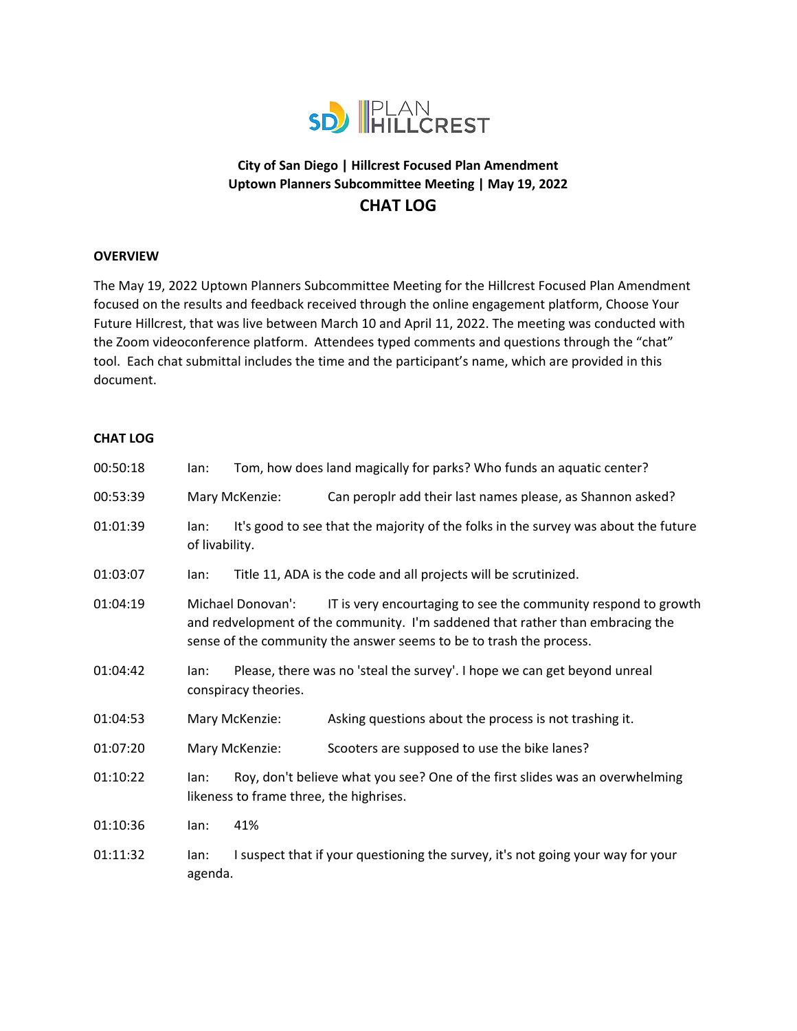# City of San Diego | Hillcrest Focused Plan Amendment
## Uptown Planners Subcommittee Meeting | May 19, 2022
## CHAT LOG

### OVERVIEW

The May 19, 2022 Uptown Planners Subcommittee Meeting for the Hillcrest Focused Plan Amendment focused on the results and feedback received through the online engagement platform, Choose Your Future Hillcrest, that was live between March 10 and April 11, 2022. The meeting was conducted with the Zoom videoconference platform. Attendees typed comments and questions through the "chat" tool. Each chat submittal includes the time and the participant's name, which are provided in this document.

### CHAT LOG

| | | |
|---|---|---|
| 00:50:18 | Ian: | Tom, how does land magically for parks? Who funds an aquatic center? |
| 00:53:39 | Mary McKenzie: | Can peroplr add their last names please, as Shannon asked? |
| 01:01:39 | Ian: | It's good to see that the majority of the folks in the survey was about the future of livability. |
| 01:03:07 | Ian: | Title 11, ADA is the code and all projects will be scrutinized. |
| 01:04:19 | Michael Donovan': | IT is very encourtaging to see the community respond to growth and redvelopment of the community. I'm saddened that rather than embracing the sense of the community the answer seems to be to trash the process. |
| 01:04:42 | Ian: | Please, there was no 'steal the survey'. I hope we can get beyond unreal conspiracy theories. |
| 01:04:53 | Mary McKenzie: | Asking questions about the process is not trashing it. |
| 01:07:20 | Mary McKenzie: | Scooters are supposed to use the bike lanes? |
| 01:10:22 | Ian: | Roy, don't believe what you see? One of the first slides was an overwhelming likeness to frame three, the highrises. |
| 01:10:36 | Ian: | 41% |
| 01:11:32 | Ian: | I suspect that if your questioning the survey, it's not going your way for your agenda. |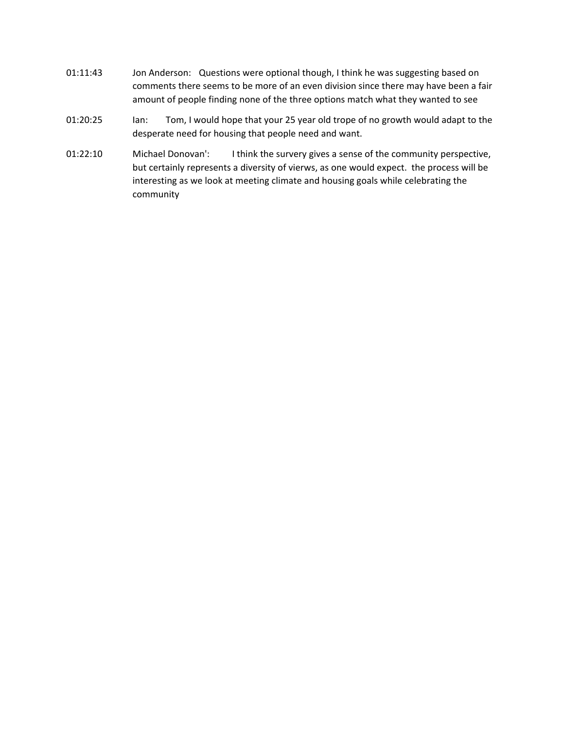01:11:43 Jon Anderson: Questions were optional though, I think he was suggesting based on comments there seems to be more of an even division since there may have been a fair amount of people finding none of the three options match what they wanted to see

01:20:25 Ian: Tom, I would hope that your 25 year old trope of no growth would adapt to the desperate need for housing that people need and want.

01:22:10 Michael Donovan': I think the survery gives a sense of the community perspective, but certainly represents a diversity of vierws, as one would expect. the process will be interesting as we look at meeting climate and housing goals while celebrating the community